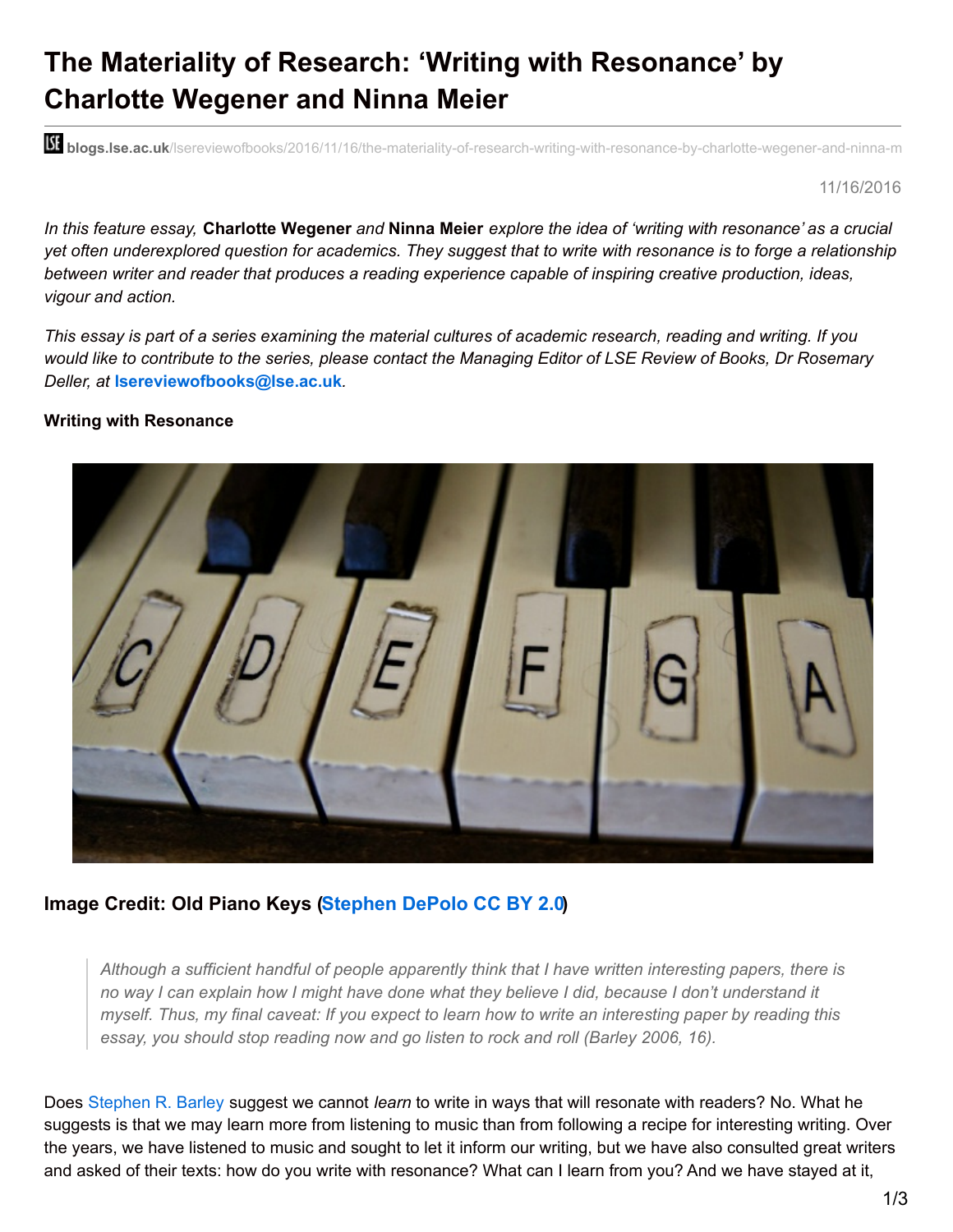# The Materiality of Research: 'Writing with Resonance' by Charlotte Wegener and Ninna Meier

blogs.lse.ac.uk/lsereviewofbooks/2016/11/16/the-materiality-of-research-writing-with-resonance-by-charlotte-wegener-and-ninna-m

11/16/2016

*In this feature essay,* **Charlotte Wegener** *and* **Ninna Meier** *explore the idea of 'writing with resonance' as a crucial yet often underexplored question for academics. They suggest that to write with resonance is to forge a relationship between writer and reader that produces a reading experience capable of inspiring creative production, ideas, vigour and action.*

*This essay is part of a series examining the material cultures of academic research, reading and writing. If you would like to contribute to the series, please contact the Managing Editor of LSE Review of Books, Dr Rosemary Deller, at* **lsereviewofbooks@lse.ac.uk**.

**Writing with Resonance**

**Image Credit: Old Piano Keys (Stephen DePolo CC BY 2.0)**

> *Although a sufficient handful of people apparently think that I have written interesting papers, there is no way I can explain how I might have done what they believe I did, because I don't understand it myself. Thus, my final caveat: If you expect to learn how to write an interesting paper by reading this essay, you should stop reading now and go listen to rock and roll (Barley 2006, 16).*

Does Stephen R. Barley suggest we cannot *learn* to write in ways that will resonate with readers? No. What he suggests is that we may learn more from listening to music than from following a recipe for interesting writing. Over the years, we have listened to music and sought to let it inform our writing, but we have also consulted great writers and asked of their texts: how do you write with resonance? What can I learn from you? And we have stayed at it,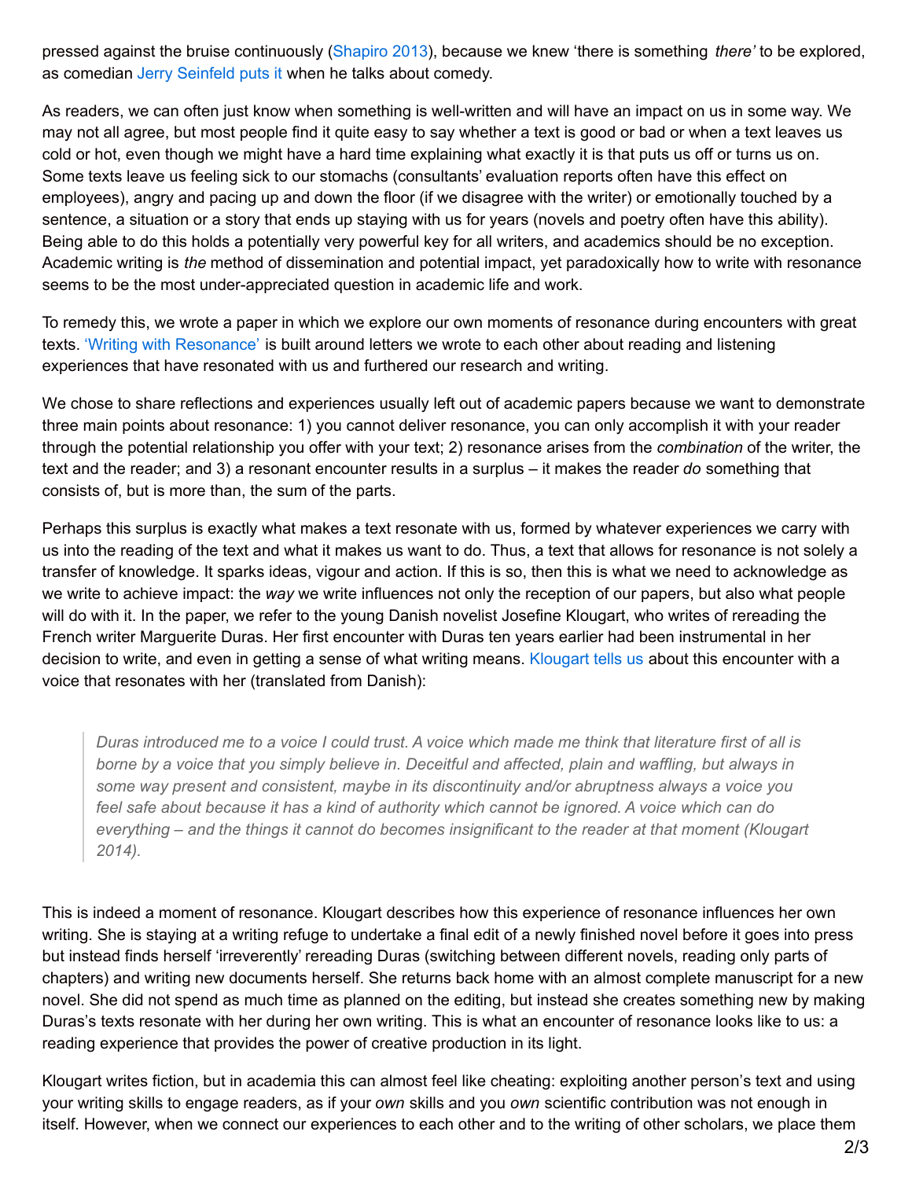pressed against the bruise continuously (Shapiro 2013), because we knew 'there is something *there'* to be explored, as comedian Jerry Seinfeld puts it when he talks about comedy.

As readers, we can often just know when something is well-written and will have an impact on us in some way. We may not all agree, but most people find it quite easy to say whether a text is good or bad or when a text leaves us cold or hot, even though we might have a hard time explaining what exactly it is that puts us off or turns us on. Some texts leave us feeling sick to our stomachs (consultants' evaluation reports often have this effect on employees), angry and pacing up and down the floor (if we disagree with the writer) or emotionally touched by a sentence, a situation or a story that ends up staying with us for years (novels and poetry often have this ability). Being able to do this holds a potentially very powerful key for all writers, and academics should be no exception. Academic writing is *the* method of dissemination and potential impact, yet paradoxically how to write with resonance seems to be the most under-appreciated question in academic life and work.

To remedy this, we wrote a paper in which we explore our own moments of resonance during encounters with great texts. 'Writing with Resonance' is built around letters we wrote to each other about reading and listening experiences that have resonated with us and furthered our research and writing.

We chose to share reflections and experiences usually left out of academic papers because we want to demonstrate three main points about resonance: 1) you cannot deliver resonance, you can only accomplish it with your reader through the potential relationship you offer with your text; 2) resonance arises from the *combination* of the writer, the text and the reader; and 3) a resonant encounter results in a surplus – it makes the reader *do* something that consists of, but is more than, the sum of the parts.

Perhaps this surplus is exactly what makes a text resonate with us, formed by whatever experiences we carry with us into the reading of the text and what it makes us want to do. Thus, a text that allows for resonance is not solely a transfer of knowledge. It sparks ideas, vigour and action. If this is so, then this is what we need to acknowledge as we write to achieve impact: the *way* we write influences not only the reception of our papers, but also what people will do with it. In the paper, we refer to the young Danish novelist Josefine Klougart, who writes of rereading the French writer Marguerite Duras. Her first encounter with Duras ten years earlier had been instrumental in her decision to write, and even in getting a sense of what writing means. Klougart tells us about this encounter with a voice that resonates with her (translated from Danish):

> *Duras introduced me to a voice I could trust. A voice which made me think that literature first of all is borne by a voice that you simply believe in. Deceitful and affected, plain and waffling, but always in some way present and consistent, maybe in its discontinuity and/or abruptness always a voice you feel safe about because it has a kind of authority which cannot be ignored. A voice which can do everything – and the things it cannot do becomes insignificant to the reader at that moment (Klougart 2014).*

This is indeed a moment of resonance. Klougart describes how this experience of resonance influences her own writing. She is staying at a writing refuge to undertake a final edit of a newly finished novel before it goes into press but instead finds herself 'irreverently' rereading Duras (switching between different novels, reading only parts of chapters) and writing new documents herself. She returns back home with an almost complete manuscript for a new novel. She did not spend as much time as planned on the editing, but instead she creates something new by making Duras's texts resonate with her during her own writing. This is what an encounter of resonance looks like to us: a reading experience that provides the power of creative production in its light.

Klougart writes fiction, but in academia this can almost feel like cheating: exploiting another person's text and using your writing skills to engage readers, as if your *own* skills and you *own* scientific contribution was not enough in itself. However, when we connect our experiences to each other and to the writing of other scholars, we place them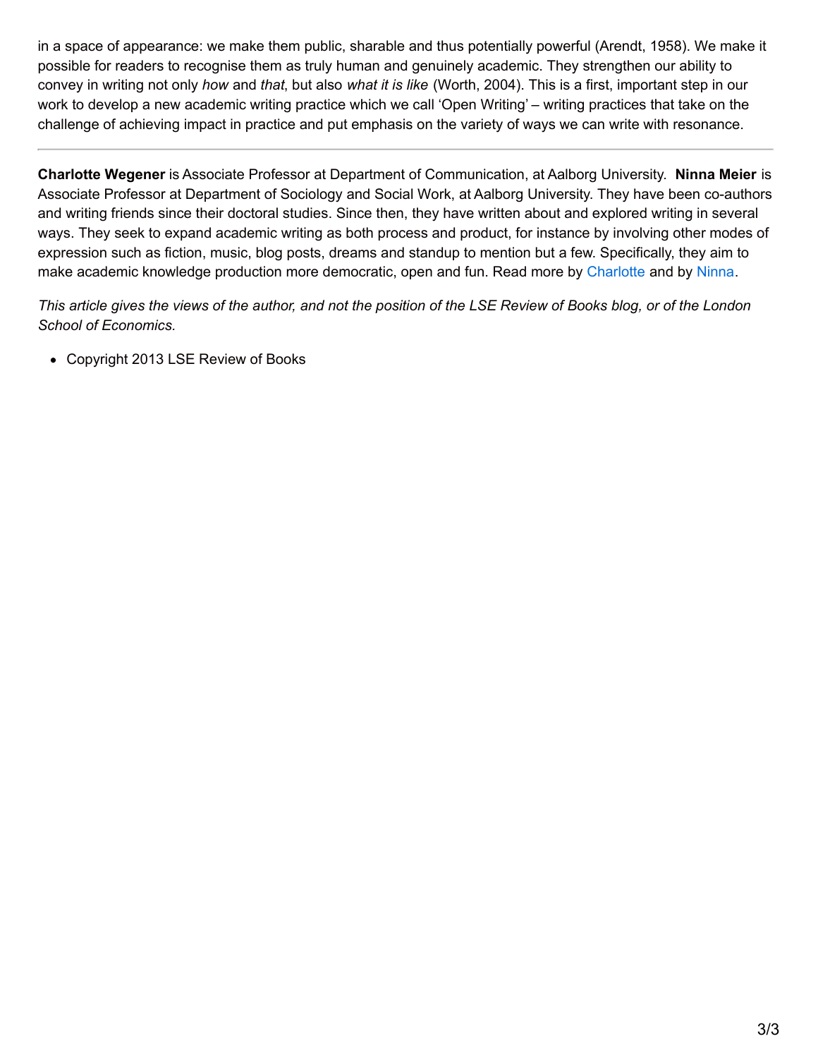in a space of appearance: we make them public, sharable and thus potentially powerful (Arendt, 1958). We make it possible for readers to recognise them as truly human and genuinely academic. They strengthen our ability to convey in writing not only *how* and *that*, but also *what it is like* (Worth, 2004). This is a first, important step in our work to develop a new academic writing practice which we call 'Open Writing' – writing practices that take on the challenge of achieving impact in practice and put emphasis on the variety of ways we can write with resonance.

---

**Charlotte Wegener** is Associate Professor at Department of Communication, at Aalborg University. **Ninna Meier** is Associate Professor at Department of Sociology and Social Work, at Aalborg University. They have been co-authors and writing friends since their doctoral studies. Since then, they have written about and explored writing in several ways. They seek to expand academic writing as both process and product, for instance by involving other modes of expression such as fiction, music, blog posts, dreams and standup to mention but a few. Specifically, they aim to make academic knowledge production more democratic, open and fun. Read more by Charlotte and by Ninna.

*This article gives the views of the author, and not the position of the LSE Review of Books blog, or of the London School of Economics.*

- Copyright 2013 LSE Review of Books